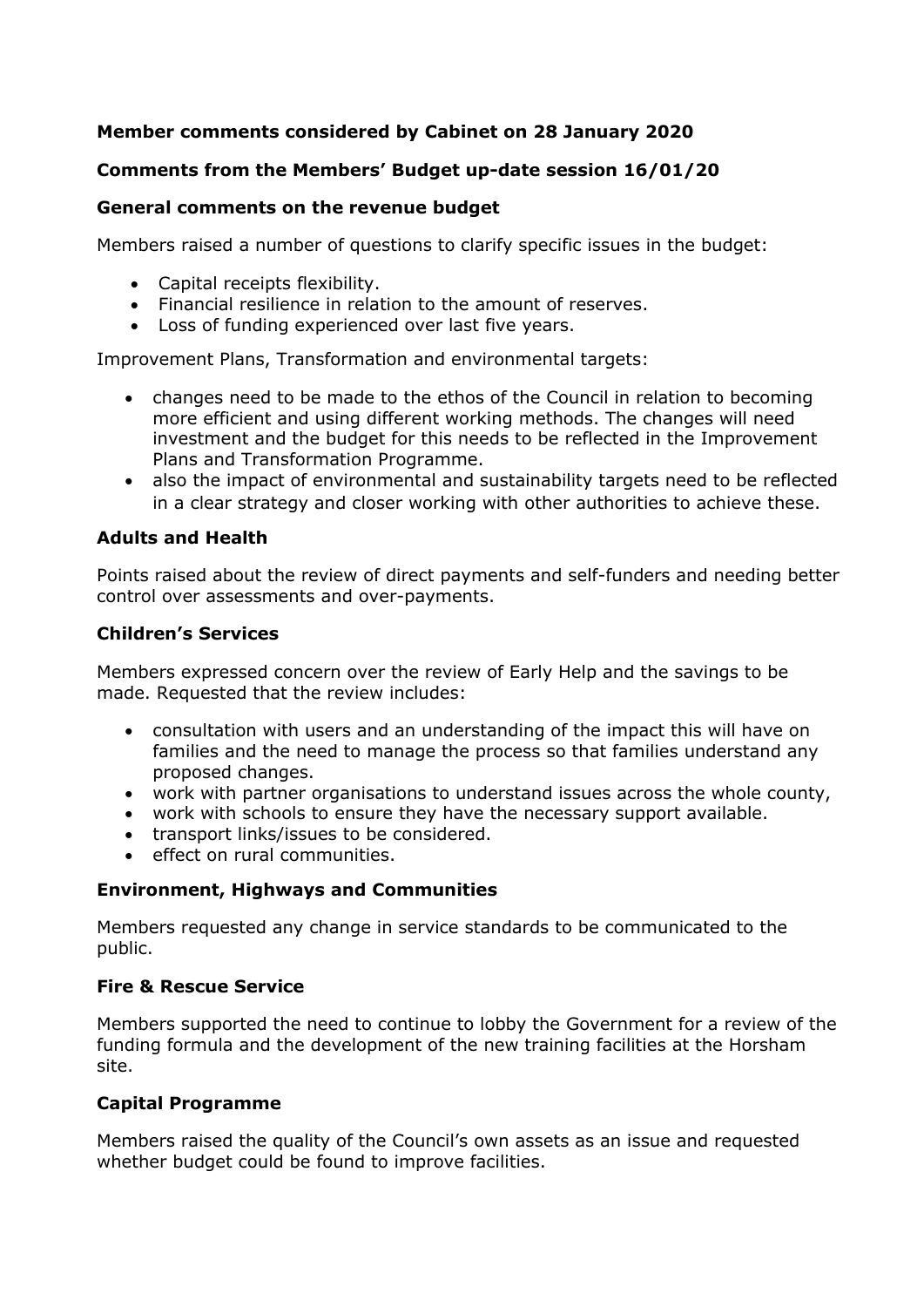**Member comments considered by Cabinet on 28 January 2020**

**Comments from the Members' Budget up-date session 16/01/20**

**General comments on the revenue budget**

Members raised a number of questions to clarify specific issues in the budget:

- Capital receipts flexibility.
- Financial resilience in relation to the amount of reserves.
- Loss of funding experienced over last five years.

Improvement Plans, Transformation and environmental targets:

- changes need to be made to the ethos of the Council in relation to becoming more efficient and using different working methods. The changes will need investment and the budget for this needs to be reflected in the Improvement Plans and Transformation Programme.
- also the impact of environmental and sustainability targets need to be reflected in a clear strategy and closer working with other authorities to achieve these.

**Adults and Health**

Points raised about the review of direct payments and self-funders and needing better control over assessments and over-payments.

**Children's Services**

Members expressed concern over the review of Early Help and the savings to be made. Requested that the review includes:

- consultation with users and an understanding of the impact this will have on families and the need to manage the process so that families understand any proposed changes.
- work with partner organisations to understand issues across the whole county,
- work with schools to ensure they have the necessary support available.
- transport links/issues to be considered.
- effect on rural communities.

**Environment, Highways and Communities**

Members requested any change in service standards to be communicated to the public.

**Fire & Rescue Service**

Members supported the need to continue to lobby the Government for a review of the funding formula and the development of the new training facilities at the Horsham site.

**Capital Programme**

Members raised the quality of the Council's own assets as an issue and requested whether budget could be found to improve facilities.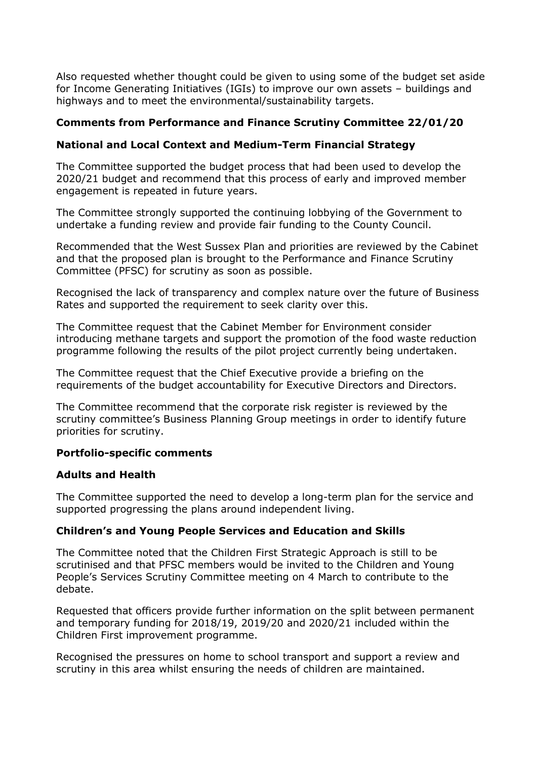Also requested whether thought could be given to using some of the budget set aside for Income Generating Initiatives (IGIs) to improve our own assets – buildings and highways and to meet the environmental/sustainability targets.

### Comments from Performance and Finance Scrutiny Committee 22/01/20

### National and Local Context and Medium-Term Financial Strategy

The Committee supported the budget process that had been used to develop the 2020/21 budget and recommend that this process of early and improved member engagement is repeated in future years.

The Committee strongly supported the continuing lobbying of the Government to undertake a funding review and provide fair funding to the County Council.

Recommended that the West Sussex Plan and priorities are reviewed by the Cabinet and that the proposed plan is brought to the Performance and Finance Scrutiny Committee (PFSC) for scrutiny as soon as possible.

Recognised the lack of transparency and complex nature over the future of Business Rates and supported the requirement to seek clarity over this.

The Committee request that the Cabinet Member for Environment consider introducing methane targets and support the promotion of the food waste reduction programme following the results of the pilot project currently being undertaken.

The Committee request that the Chief Executive provide a briefing on the requirements of the budget accountability for Executive Directors and Directors.

The Committee recommend that the corporate risk register is reviewed by the scrutiny committee's Business Planning Group meetings in order to identify future priorities for scrutiny.

### Portfolio-specific comments

### Adults and Health

The Committee supported the need to develop a long-term plan for the service and supported progressing the plans around independent living.

### Children's and Young People Services and Education and Skills

The Committee noted that the Children First Strategic Approach is still to be scrutinised and that PFSC members would be invited to the Children and Young People's Services Scrutiny Committee meeting on 4 March to contribute to the debate.

Requested that officers provide further information on the split between permanent and temporary funding for 2018/19, 2019/20 and 2020/21 included within the Children First improvement programme.

Recognised the pressures on home to school transport and support a review and scrutiny in this area whilst ensuring the needs of children are maintained.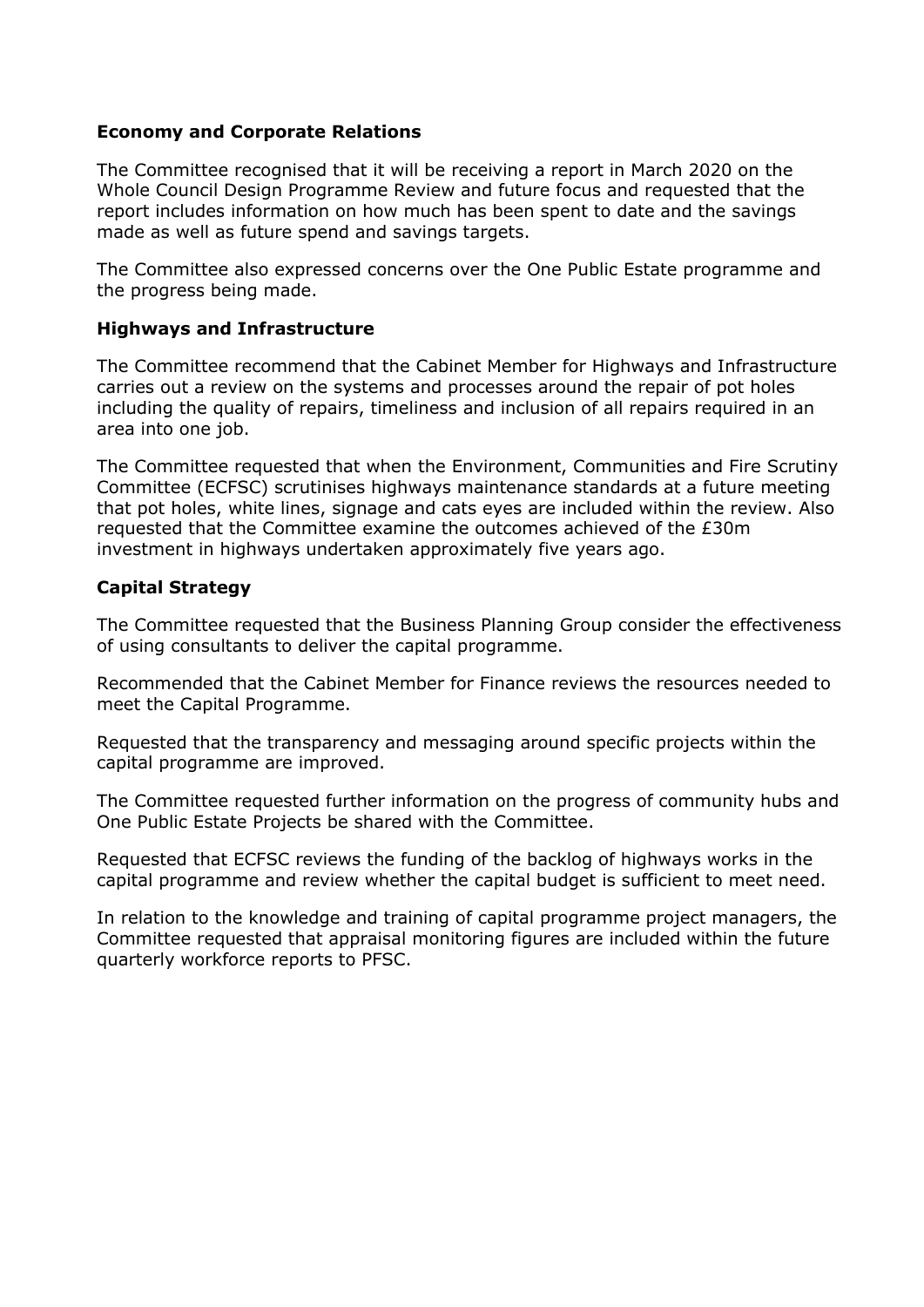### Economy and Corporate Relations

The Committee recognised that it will be receiving a report in March 2020 on the Whole Council Design Programme Review and future focus and requested that the report includes information on how much has been spent to date and the savings made as well as future spend and savings targets.

The Committee also expressed concerns over the One Public Estate programme and the progress being made.

### Highways and Infrastructure

The Committee recommend that the Cabinet Member for Highways and Infrastructure carries out a review on the systems and processes around the repair of pot holes including the quality of repairs, timeliness and inclusion of all repairs required in an area into one job.

The Committee requested that when the Environment, Communities and Fire Scrutiny Committee (ECFSC) scrutinises highways maintenance standards at a future meeting that pot holes, white lines, signage and cats eyes are included within the review. Also requested that the Committee examine the outcomes achieved of the £30m investment in highways undertaken approximately five years ago.

### Capital Strategy

The Committee requested that the Business Planning Group consider the effectiveness of using consultants to deliver the capital programme.

Recommended that the Cabinet Member for Finance reviews the resources needed to meet the Capital Programme.

Requested that the transparency and messaging around specific projects within the capital programme are improved.

The Committee requested further information on the progress of community hubs and One Public Estate Projects be shared with the Committee.

Requested that ECFSC reviews the funding of the backlog of highways works in the capital programme and review whether the capital budget is sufficient to meet need.

In relation to the knowledge and training of capital programme project managers, the Committee requested that appraisal monitoring figures are included within the future quarterly workforce reports to PFSC.